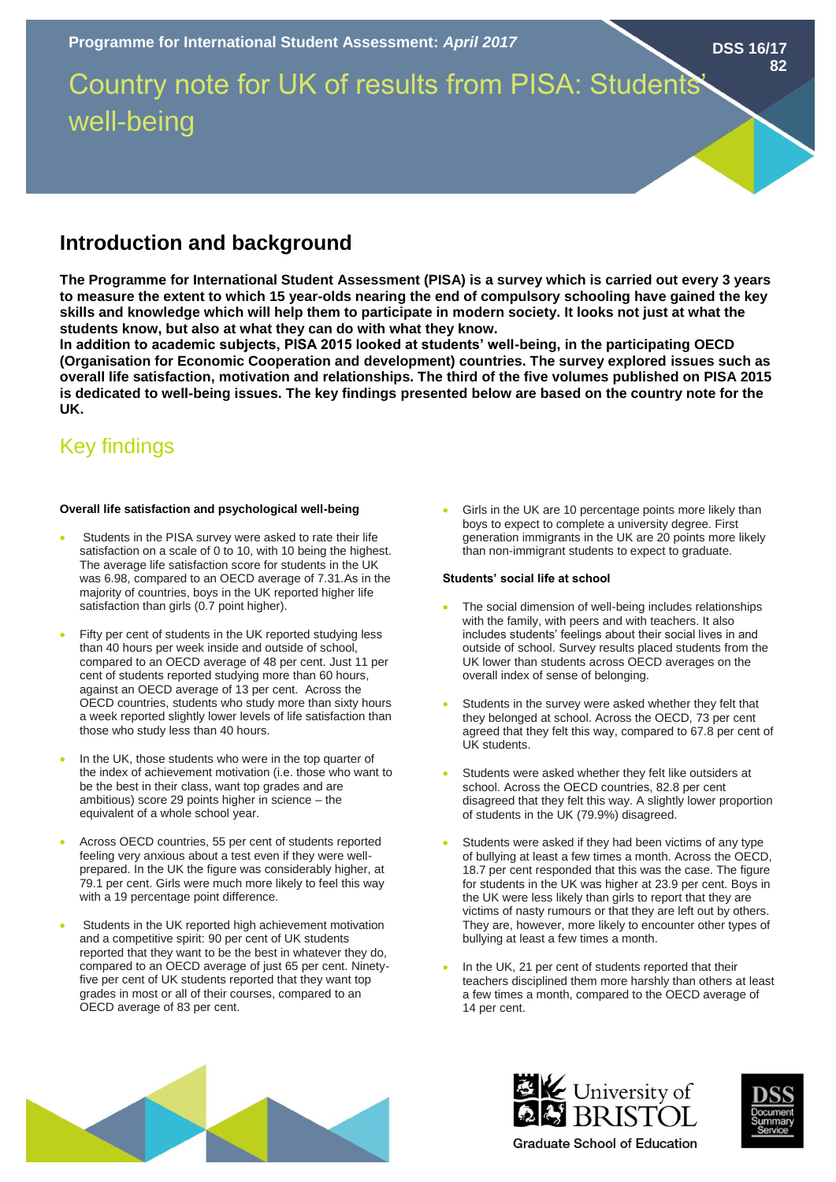Programme for International Student Assessment: *April 2017*

DSS 16/17 82

# Country note for UK of results from PISA: Students' well-being

## Introduction and background

**The Programme for International Student Assessment (PISA) is a survey which is carried out every 3 years to measure the extent to which 15 year-olds nearing the end of compulsory schooling have gained the key skills and knowledge which will help them to participate in modern society. It looks not just at what the students know, but also at what they can do with what they know.**

**In addition to academic subjects, PISA 2015 looked at students' well-being, in the participating OECD (Organisation for Economic Cooperation and development) countries. The survey explored issues such as overall life satisfaction, motivation and relationships. The third of the five volumes published on PISA 2015 is dedicated to well-being issues. The key findings presented below are based on the country note for the UK.**

## Key findings

#### Overall life satisfaction and psychological well-being

- Students in the PISA survey were asked to rate their life satisfaction on a scale of 0 to 10, with 10 being the highest. The average life satisfaction score for students in the UK was 6.98, compared to an OECD average of 7.31.As in the majority of countries, boys in the UK reported higher life satisfaction than girls (0.7 point higher).
- Fifty per cent of students in the UK reported studying less than 40 hours per week inside and outside of school, compared to an OECD average of 48 per cent. Just 11 per cent of students reported studying more than 60 hours, against an OECD average of 13 per cent. Across the OECD countries, students who study more than sixty hours a week reported slightly lower levels of life satisfaction than those who study less than 40 hours.
- In the UK, those students who were in the top quarter of the index of achievement motivation (i.e. those who want to be the best in their class, want top grades and are ambitious) score 29 points higher in science – the equivalent of a whole school year.
- Across OECD countries, 55 per cent of students reported feeling very anxious about a test even if they were well-prepared. In the UK the figure was considerably higher, at 79.1 per cent. Girls were much more likely to feel this way with a 19 percentage point difference.
- Students in the UK reported high achievement motivation and a competitive spirit: 90 per cent of UK students reported that they want to be the best in whatever they do, compared to an OECD average of just 65 per cent. Ninety-five per cent of UK students reported that they want top grades in most or all of their courses, compared to an OECD average of 83 per cent.
- Girls in the UK are 10 percentage points more likely than boys to expect to complete a university degree. First generation immigrants in the UK are 20 points more likely than non-immigrant students to expect to graduate.

#### Students' social life at school

- The social dimension of well-being includes relationships with the family, with peers and with teachers. It also includes students' feelings about their social lives in and outside of school. Survey results placed students from the UK lower than students across OECD averages on the overall index of sense of belonging.
- Students in the survey were asked whether they felt that they belonged at school. Across the OECD, 73 per cent agreed that they felt this way, compared to 67.8 per cent of UK students.
- Students were asked whether they felt like outsiders at school. Across the OECD countries, 82.8 per cent disagreed that they felt this way. A slightly lower proportion of students in the UK (79.9%) disagreed.
- Students were asked if they had been victims of any type of bullying at least a few times a month. Across the OECD, 18.7 per cent responded that this was the case. The figure for students in the UK was higher at 23.9 per cent. Boys in the UK were less likely than girls to report that they are victims of nasty rumours or that they are left out by others. They are, however, more likely to encounter other types of bullying at least a few times a month.
- In the UK, 21 per cent of students reported that their teachers disciplined them more harshly than others at least a few times a month, compared to the OECD average of 14 per cent.

University of Bristol Graduate School of Education

DSS Document Summary Service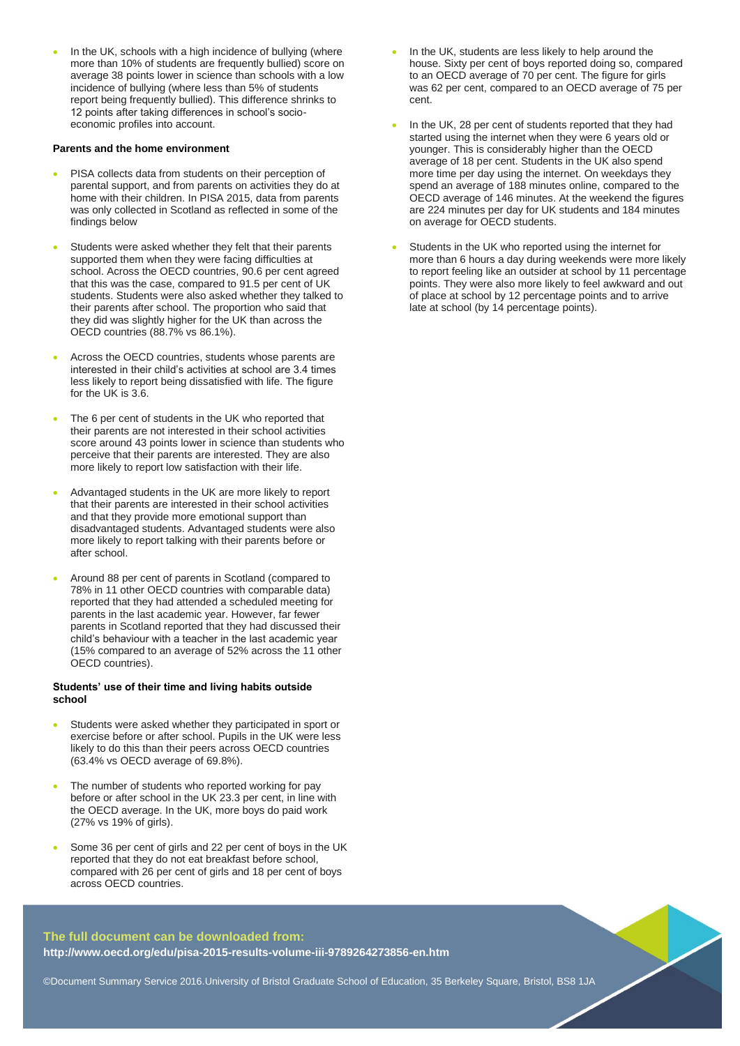- In the UK, schools with a high incidence of bullying (where more than 10% of students are frequently bullied) score on average 38 points lower in science than schools with a low incidence of bullying (where less than 5% of students report being frequently bullied). This difference shrinks to 12 points after taking differences in school's socio-economic profiles into account.

**Parents and the home environment**

- PISA collects data from students on their perception of parental support, and from parents on activities they do at home with their children. In PISA 2015, data from parents was only collected in Scotland as reflected in some of the findings below
- Students were asked whether they felt that their parents supported them when they were facing difficulties at school. Across the OECD countries, 90.6 per cent agreed that this was the case, compared to 91.5 per cent of UK students. Students were also asked whether they talked to their parents after school. The proportion who said that they did was slightly higher for the UK than across the OECD countries (88.7% vs 86.1%).
- Across the OECD countries, students whose parents are interested in their child's activities at school are 3.4 times less likely to report being dissatisfied with life. The figure for the UK is 3.6.
- The 6 per cent of students in the UK who reported that their parents are not interested in their school activities score around 43 points lower in science than students who perceive that their parents are interested. They are also more likely to report low satisfaction with their life.
- Advantaged students in the UK are more likely to report that their parents are interested in their school activities and that they provide more emotional support than disadvantaged students. Advantaged students were also more likely to report talking with their parents before or after school.
- Around 88 per cent of parents in Scotland (compared to 78% in 11 other OECD countries with comparable data) reported that they had attended a scheduled meeting for parents in the last academic year. However, far fewer parents in Scotland reported that they had discussed their child's behaviour with a teacher in the last academic year (15% compared to an average of 52% across the 11 other OECD countries).

**Students' use of their time and living habits outside school**

- Students were asked whether they participated in sport or exercise before or after school. Pupils in the UK were less likely to do this than their peers across OECD countries (63.4% vs OECD average of 69.8%).
- The number of students who reported working for pay before or after school in the UK 23.3 per cent, in line with the OECD average. In the UK, more boys do paid work (27% vs 19% of girls).
- Some 36 per cent of girls and 22 per cent of boys in the UK reported that they do not eat breakfast before school, compared with 26 per cent of girls and 18 per cent of boys across OECD countries.
- In the UK, students are less likely to help around the house. Sixty per cent of boys reported doing so, compared to an OECD average of 70 per cent. The figure for girls was 62 per cent, compared to an OECD average of 75 per cent.
- In the UK, 28 per cent of students reported that they had started using the internet when they were 6 years old or younger. This is considerably higher than the OECD average of 18 per cent. Students in the UK also spend more time per day using the internet. On weekdays they spend an average of 188 minutes online, compared to the OECD average of 146 minutes. At the weekend the figures are 224 minutes per day for UK students and 184 minutes on average for OECD students.
- Students in the UK who reported using the internet for more than 6 hours a day during weekends were more likely to report feeling like an outsider at school by 11 percentage points. They were also more likely to feel awkward and out of place at school by 12 percentage points and to arrive late at school (by 14 percentage points).

**The full document can be downloaded from:**
**http://www.oecd.org/edu/pisa-2015-results-volume-iii-9789264273856-en.htm**

©Document Summary Service 2016.University of Bristol Graduate School of Education, 35 Berkeley Square, Bristol, BS8 1JA